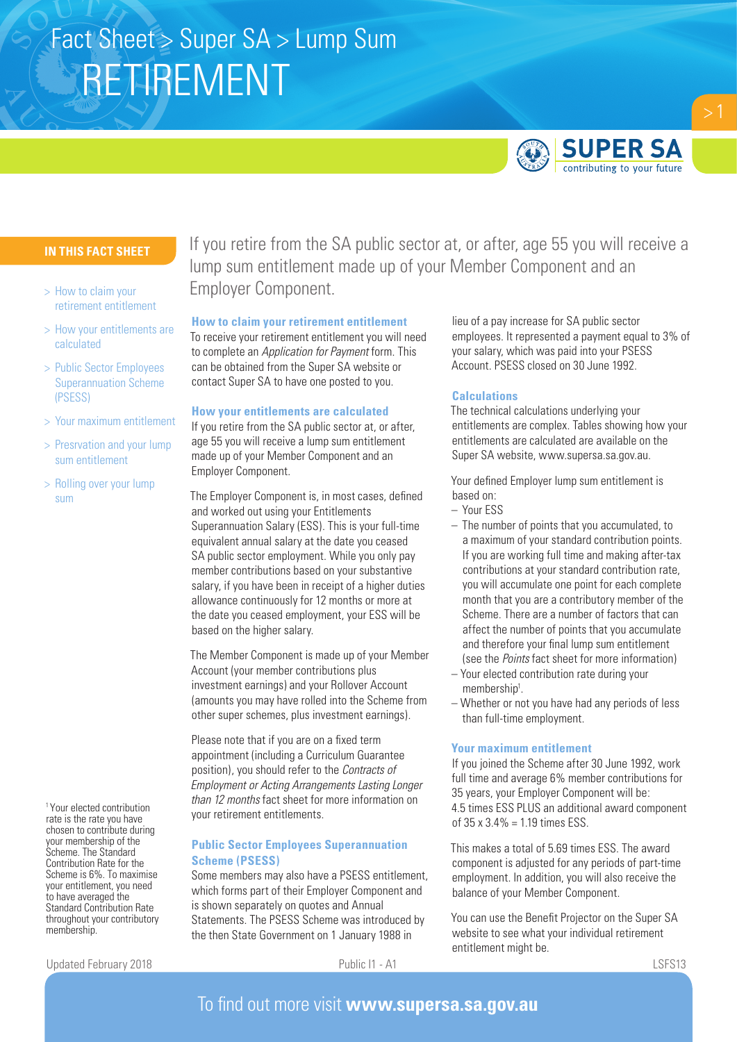# Fact Sheet > Super SA > Lump Sum

# RETIREMENT

**IN THIS FACT SHEET**

- How to claim your retirement entitlement
- How your entitlements are calculated
- Public Sector Employees Superannuation Scheme (PSESS)
- Your maximum entitlement
- Presrvation and your lump sum entitlement
- Rolling over your lump sum

If you retire from the SA public sector at, or after, age 55 you will receive a lump sum entitlement made up of your Member Component and an Employer Component.

## How to claim your retirement entitlement

To receive your retirement entitlement you will need to complete an *Application for Payment* form. This can be obtained from the Super SA website or contact Super SA to have one posted to you.

## How your entitlements are calculated

If you retire from the SA public sector at, or after, age 55 you will receive a lump sum entitlement made up of your Member Component and an Employer Component.

The Employer Component is, in most cases, defined and worked out using your Entitlements Superannuation Salary (ESS). This is your full-time equivalent annual salary at the date you ceased SA public sector employment. While you only pay member contributions based on your substantive salary, if you have been in receipt of a higher duties allowance continuously for 12 months or more at the date you ceased employment, your ESS will be based on the higher salary.

The Member Component is made up of your Member Account (your member contributions plus investment earnings) and your Rollover Account (amounts you may have rolled into the Scheme from other super schemes, plus investment earnings).

Please note that if you are on a fixed term appointment (including a Curriculum Guarantee position), you should refer to the *Contracts of Employment or Acting Arrangements Lasting Longer than 12 months* fact sheet for more information on your retirement entitlements.

## Public Sector Employees Superannuation Scheme (PSESS)

Some members may also have a PSESS entitlement, which forms part of their Employer Component and is shown separately on quotes and Annual Statements. The PSESS Scheme was introduced by the then State Government on 1 January 1988 in lieu of a pay increase for SA public sector employees. It represented a payment equal to 3% of your salary, which was paid into your PSESS Account. PSESS closed on 30 June 1992.

## Calculations

The technical calculations underlying your entitlements are complex. Tables showing how your entitlements are calculated are available on the Super SA website, www.supersa.sa.gov.au.

Your defined Employer lump sum entitlement is based on:

- Your ESS
- The number of points that you accumulated, to a maximum of your standard contribution points. If you are working full time and making after-tax contributions at your standard contribution rate, you will accumulate one point for each complete month that you are a contributory member of the Scheme. There are a number of factors that can affect the number of points that you accumulate and therefore your final lump sum entitlement (see the *Points* fact sheet for more information)
- Your elected contribution rate during your membership[1].
- Whether or not you have had any periods of less than full-time employment.

## Your maximum entitlement

If you joined the Scheme after 30 June 1992, work full time and average 6% member contributions for 35 years, your Employer Component will be:
4.5 times ESS PLUS an additional award component of 35 x 3.4% = 1.19 times ESS.

This makes a total of 5.69 times ESS. The award component is adjusted for any periods of part-time employment. In addition, you will also receive the balance of your Member Component.

You can use the Benefit Projector on the Super SA website to see what your individual retirement entitlement might be.

[1] Your elected contribution rate is the rate you have chosen to contribute during your membership of the Scheme. The Standard Contribution Rate for the Scheme is 6%. To maximise your entitlement, you need to have averaged the Standard Contribution Rate throughout your contributory membership.

Updated February 2018 Public I1 - A1 LSFS13

To find out more visit **www.supersa.sa.gov.au**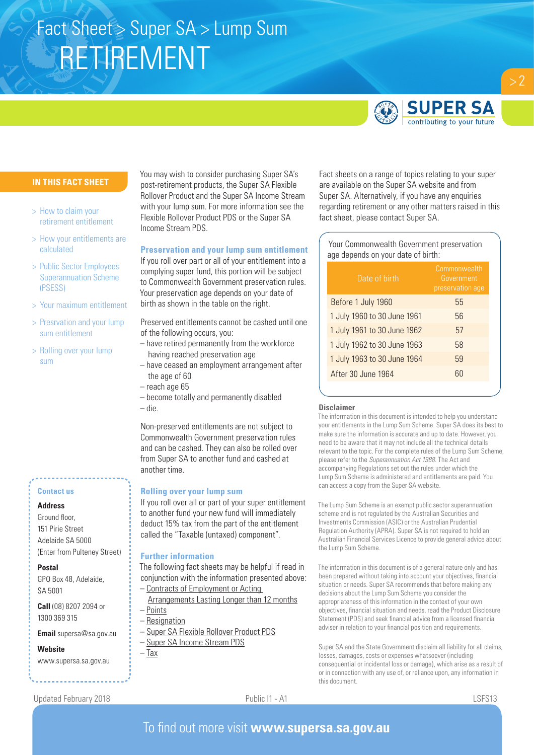# Fact Sheet > Super SA > Lump Sum

# RETIREMENT

## IN THIS FACT SHEET

- > How to claim your retirement entitlement
- > How your entitlements are calculated
- > Public Sector Employees Superannuation Scheme (PSESS)
- > Your maximum entitlement
- > Presrvation and your lump sum entitlement
- > Rolling over your lump sum

You may wish to consider purchasing Super SA's post-retirement products, the Super SA Flexible Rollover Product and the Super SA Income Stream with your lump sum. For more information see the Flexible Rollover Product PDS or the Super SA Income Stream PDS.

## Preservation and your lump sum entitlement

If you roll over part or all of your entitlement into a complying super fund, this portion will be subject to Commonwealth Government preservation rules. Your preservation age depends on your date of birth as shown in the table on the right.

Preserved entitlements cannot be cashed until one of the following occurs, you:

- have retired permanently from the workforce having reached preservation age
- have ceased an employment arrangement after the age of 60
- reach age 65
- become totally and permanently disabled
- die.

Non-preserved entitlements are not subject to Commonwealth Government preservation rules and can be cashed. They can also be rolled over from Super SA to another fund and cashed at another time.

## Rolling over your lump sum

If you roll over all or part of your super entitlement to another fund your new fund will immediately deduct 15% tax from the part of the entitlement called the "Taxable (untaxed) component".

## Further information

The following fact sheets may be helpful if read in conjunction with the information presented above:

- Contracts of Employment or Acting Arrangements Lasting Longer than 12 months
- Points
- Resignation
- Super SA Flexible Rollover Product PDS
- Super SA Income Stream PDS
- Tax

Fact sheets on a range of topics relating to your super are available on the Super SA website and from Super SA. Alternatively, if you have any enquiries regarding retirement or any other matters raised in this fact sheet, please contact Super SA.

Your Commonwealth Government preservation age depends on your date of birth:

| Date of birth | Commonwealth Government preservation age |
|---|---|
| Before 1 July 1960 | 55 |
| 1 July 1960 to 30 June 1961 | 56 |
| 1 July 1961 to 30 June 1962 | 57 |
| 1 July 1962 to 30 June 1963 | 58 |
| 1 July 1963 to 30 June 1964 | 59 |
| After 30 June 1964 | 60 |

### Disclaimer

The information in this document is intended to help you understand your entitlements in the Lump Sum Scheme. Super SA does its best to make sure the information is accurate and up to date. However, you need to be aware that it may not include all the technical details relevant to the topic. For the complete rules of the Lump Sum Scheme, please refer to the *Superannuation Act 1988*. The Act and accompanying Regulations set out the rules under which the Lump Sum Scheme is administered and entitlements are paid. You can access a copy from the Super SA website.

The Lump Sum Scheme is an exempt public sector superannuation scheme and is not regulated by the Australian Securities and Investments Commission (ASIC) or the Australian Prudential Regulation Authority (APRA). Super SA is not required to hold an Australian Financial Services Licence to provide general advice about the Lump Sum Scheme.

The information in this document is of a general nature only and has been prepared without taking into account your objectives, financial situation or needs. Super SA recommends that before making any decisions about the Lump Sum Scheme you consider the appropriateness of this information in the context of your own objectives, financial situation and needs, read the Product Disclosure Statement (PDS) and seek financial advice from a licensed financial adviser in relation to your financial position and requirements.

Super SA and the State Government disclaim all liability for all claims, losses, damages, costs or expenses whatsoever (including consequential or incidental loss or damage), which arise as a result of or in connection with any use of, or reliance upon, any information in this document.

### Contact us

**Address**
Ground floor,
151 Pirie Street
Adelaide SA 5000
(Enter from Pulteney Street)

**Postal**
GPO Box 48, Adelaide, SA 5001

**Call** (08) 8207 2094 or 1300 369 315

**Email** supersa@sa.gov.au

**Website**
www.supersa.sa.gov.au

Updated February 2018 Public I1 - A1 LSFS13

To find out more visit **www.supersa.sa.gov.au**